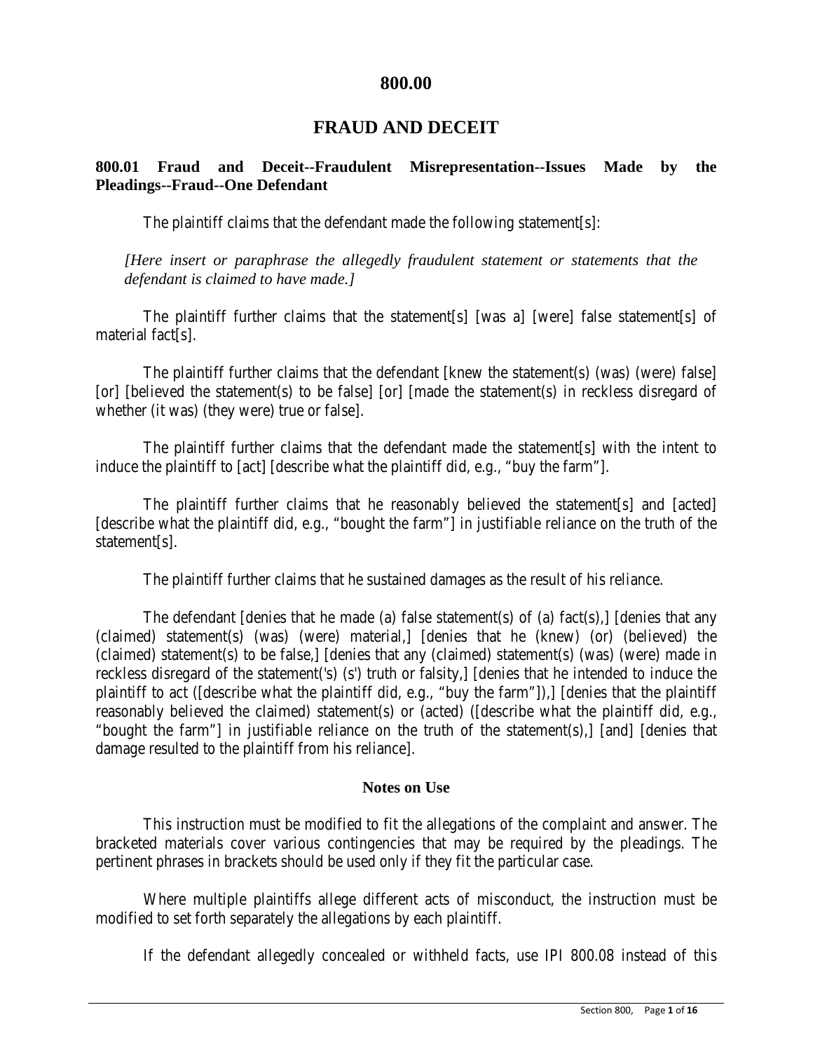# 800.00

# FRAUD AND DECEIT

### 800.01 Fraud and Deceit--Fraudulent Misrepresentation--Issues Made by the Pleadings--Fraud--One Defendant

The plaintiff claims that the defendant made the following statement[s]:

*[Here insert or paraphrase the allegedly fraudulent statement or statements that the defendant is claimed to have made.]*

The plaintiff further claims that the statement[s] [was a] [were] false statement[s] of material fact[s].

The plaintiff further claims that the defendant [knew the statement(s) (was) (were) false] [or] [believed the statement(s) to be false] [or] [made the statement(s) in reckless disregard of whether (it was) (they were) true or false].

The plaintiff further claims that the defendant made the statement[s] with the intent to induce the plaintiff to [act] [describe what the plaintiff did, e.g., "buy the farm"].

The plaintiff further claims that he reasonably believed the statement[s] and [acted] [describe what the plaintiff did, e.g., "bought the farm"] in justifiable reliance on the truth of the statement[s].

The plaintiff further claims that he sustained damages as the result of his reliance.

The defendant [denies that he made (a) false statement(s) of (a) fact(s),] [denies that any (claimed) statement(s) (was) (were) material,] [denies that he (knew) (or) (believed) the (claimed) statement(s) to be false,] [denies that any (claimed) statement(s) (was) (were) made in reckless disregard of the statement('s) (s') truth or falsity,] [denies that he intended to induce the plaintiff to act ([describe what the plaintiff did, e.g., "buy the farm"]),] [denies that the plaintiff reasonably believed the claimed) statement(s) or (acted) ([describe what the plaintiff did, e.g., "bought the farm"] in justifiable reliance on the truth of the statement(s),] [and] [denies that damage resulted to the plaintiff from his reliance].

#### Notes on Use

This instruction must be modified to fit the allegations of the complaint and answer. The bracketed materials cover various contingencies that may be required by the pleadings. The pertinent phrases in brackets should be used only if they fit the particular case.

Where multiple plaintiffs allege different acts of misconduct, the instruction must be modified to set forth separately the allegations by each plaintiff.

If the defendant allegedly concealed or withheld facts, use IPI 800.08 instead of this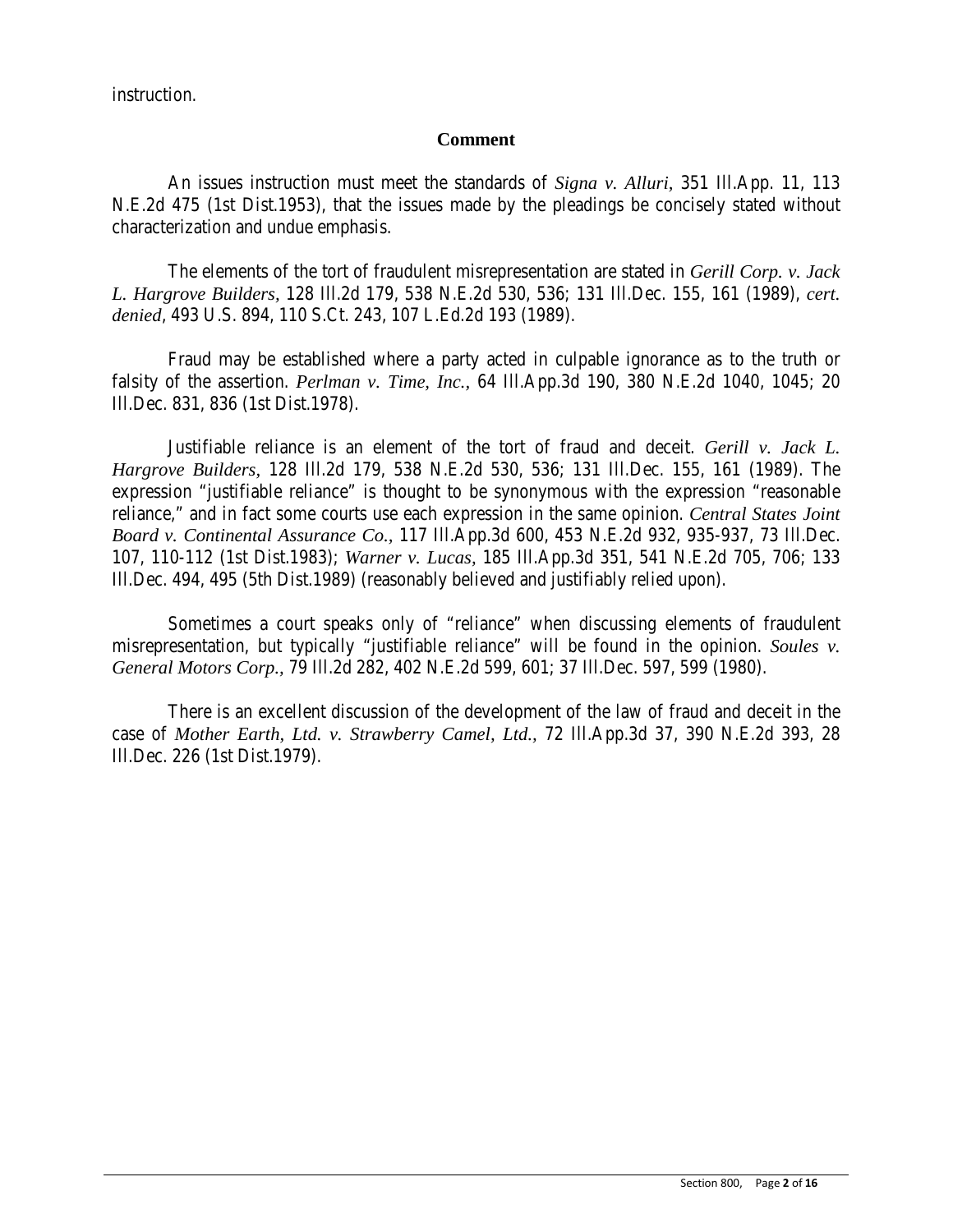instruction.

**Comment**

An issues instruction must meet the standards of *Signa v. Alluri*, 351 Ill.App. 11, 113 N.E.2d 475 (1st Dist.1953), that the issues made by the pleadings be concisely stated without characterization and undue emphasis.

The elements of the tort of fraudulent misrepresentation are stated in *Gerill Corp. v. Jack L. Hargrove Builders*, 128 Ill.2d 179, 538 N.E.2d 530, 536; 131 Ill.Dec. 155, 161 (1989), *cert. denied*, 493 U.S. 894, 110 S.Ct. 243, 107 L.Ed.2d 193 (1989).

Fraud may be established where a party acted in culpable ignorance as to the truth or falsity of the assertion. *Perlman v. Time, Inc.*, 64 Ill.App.3d 190, 380 N.E.2d 1040, 1045; 20 Ill.Dec. 831, 836 (1st Dist.1978).

Justifiable reliance is an element of the tort of fraud and deceit. *Gerill v. Jack L. Hargrove Builders*, 128 Ill.2d 179, 538 N.E.2d 530, 536; 131 Ill.Dec. 155, 161 (1989). The expression "justifiable reliance" is thought to be synonymous with the expression "reasonable reliance," and in fact some courts use each expression in the same opinion. *Central States Joint Board v. Continental Assurance Co.*, 117 Ill.App.3d 600, 453 N.E.2d 932, 935-937, 73 Ill.Dec. 107, 110-112 (1st Dist.1983); *Warner v. Lucas*, 185 Ill.App.3d 351, 541 N.E.2d 705, 706; 133 Ill.Dec. 494, 495 (5th Dist.1989) (reasonably believed and justifiably relied upon).

Sometimes a court speaks only of "reliance" when discussing elements of fraudulent misrepresentation, but typically "justifiable reliance" will be found in the opinion. *Soules v. General Motors Corp.*, 79 Ill.2d 282, 402 N.E.2d 599, 601; 37 Ill.Dec. 597, 599 (1980).

There is an excellent discussion of the development of the law of fraud and deceit in the case of *Mother Earth, Ltd. v. Strawberry Camel, Ltd.*, 72 Ill.App.3d 37, 390 N.E.2d 393, 28 Ill.Dec. 226 (1st Dist.1979).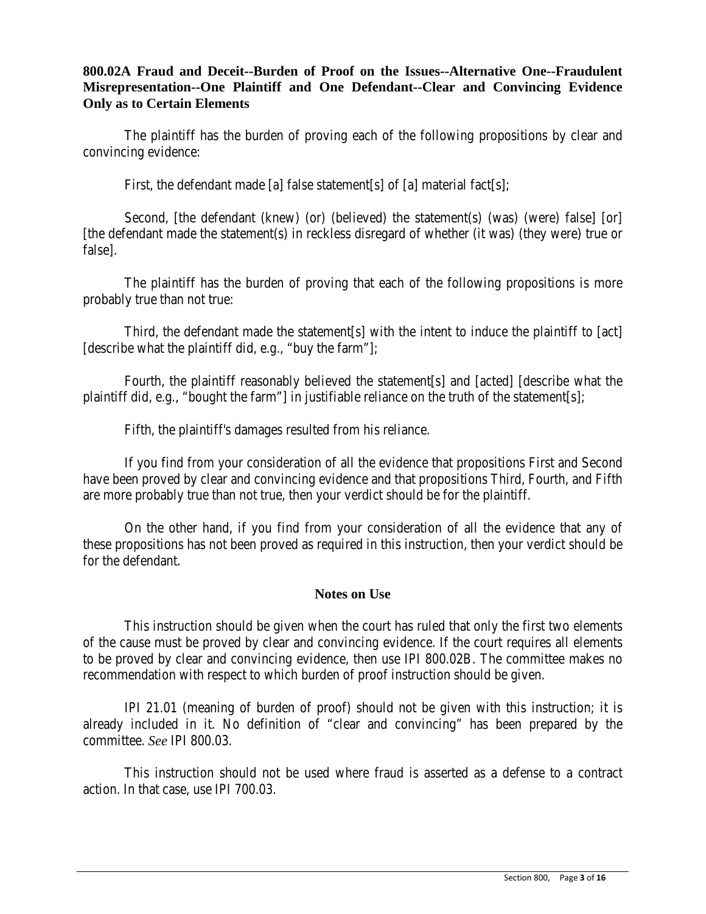**800.02A Fraud and Deceit--Burden of Proof on the Issues--Alternative One--Fraudulent Misrepresentation--One Plaintiff and One Defendant--Clear and Convincing Evidence Only as to Certain Elements**

The plaintiff has the burden of proving each of the following propositions by clear and convincing evidence:

First, the defendant made [a] false statement[s] of [a] material fact[s];

Second, [the defendant (knew) (or) (believed) the statement(s) (was) (were) false] [or] [the defendant made the statement(s) in reckless disregard of whether (it was) (they were) true or false].

The plaintiff has the burden of proving that each of the following propositions is more probably true than not true:

Third, the defendant made the statement[s] with the intent to induce the plaintiff to [act] [describe what the plaintiff did, e.g., "buy the farm"];

Fourth, the plaintiff reasonably believed the statement[s] and [acted] [describe what the plaintiff did, e.g., "bought the farm"] in justifiable reliance on the truth of the statement[s];

Fifth, the plaintiff's damages resulted from his reliance.

If you find from your consideration of all the evidence that propositions First and Second have been proved by clear and convincing evidence and that propositions Third, Fourth, and Fifth are more probably true than not true, then your verdict should be for the plaintiff.

On the other hand, if you find from your consideration of all the evidence that any of these propositions has not been proved as required in this instruction, then your verdict should be for the defendant.

**Notes on Use**

This instruction should be given when the court has ruled that only the first two elements of the cause must be proved by clear and convincing evidence. If the court requires all elements to be proved by clear and convincing evidence, then use IPI 800.02B. The committee makes no recommendation with respect to which burden of proof instruction should be given.

IPI 21.01 (meaning of burden of proof) should not be given with this instruction; it is already included in it. No definition of "clear and convincing" has been prepared by the committee. *See* IPI 800.03.

This instruction should not be used where fraud is asserted as a defense to a contract action. In that case, use IPI 700.03.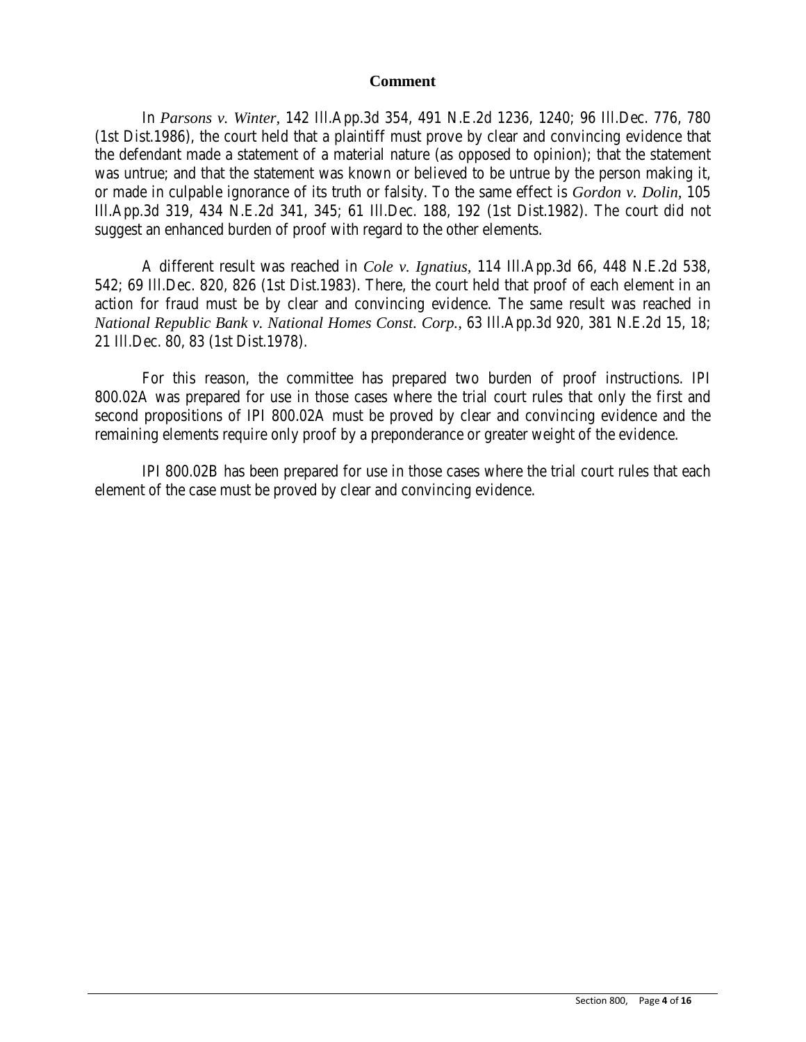## Comment

In *Parsons v. Winter*, 142 Ill.App.3d 354, 491 N.E.2d 1236, 1240; 96 Ill.Dec. 776, 780 (1st Dist.1986), the court held that a plaintiff must prove by clear and convincing evidence that the defendant made a statement of a material nature (as opposed to opinion); that the statement was untrue; and that the statement was known or believed to be untrue by the person making it, or made in culpable ignorance of its truth or falsity. To the same effect is *Gordon v. Dolin*, 105 Ill.App.3d 319, 434 N.E.2d 341, 345; 61 Ill.Dec. 188, 192 (1st Dist.1982). The court did not suggest an enhanced burden of proof with regard to the other elements.

A different result was reached in *Cole v. Ignatius*, 114 Ill.App.3d 66, 448 N.E.2d 538, 542; 69 Ill.Dec. 820, 826 (1st Dist.1983). There, the court held that proof of each element in an action for fraud must be by clear and convincing evidence. The same result was reached in *National Republic Bank v. National Homes Const. Corp.*, 63 Ill.App.3d 920, 381 N.E.2d 15, 18; 21 Ill.Dec. 80, 83 (1st Dist.1978).

For this reason, the committee has prepared two burden of proof instructions. IPI 800.02A was prepared for use in those cases where the trial court rules that only the first and second propositions of IPI 800.02A must be proved by clear and convincing evidence and the remaining elements require only proof by a preponderance or greater weight of the evidence.

IPI 800.02B has been prepared for use in those cases where the trial court rules that each element of the case must be proved by clear and convincing evidence.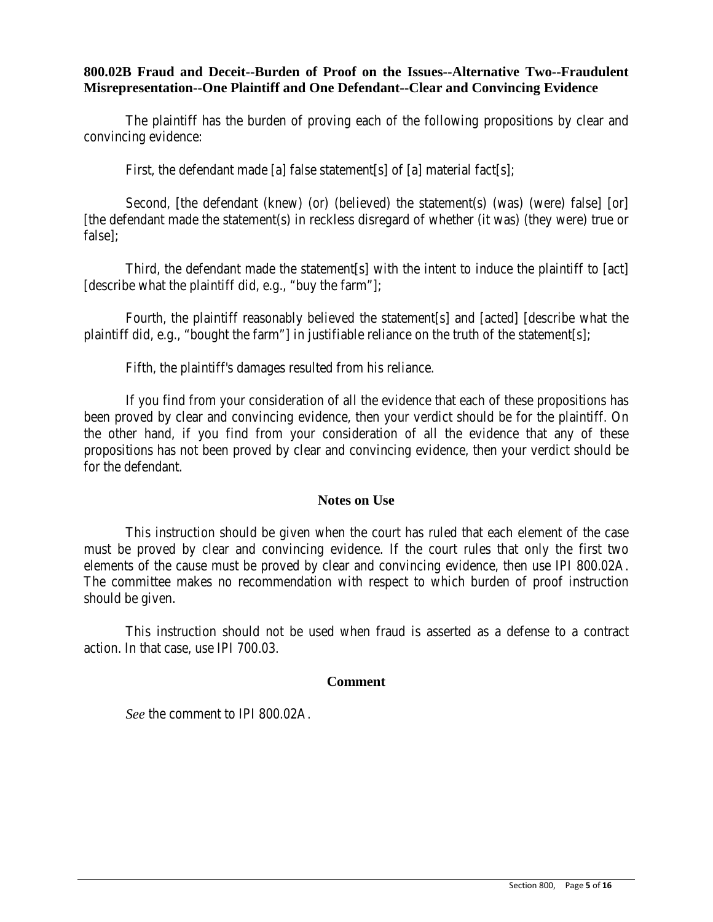**800.02B Fraud and Deceit--Burden of Proof on the Issues--Alternative Two--Fraudulent Misrepresentation--One Plaintiff and One Defendant--Clear and Convincing Evidence**

The plaintiff has the burden of proving each of the following propositions by clear and convincing evidence:

First, the defendant made [a] false statement[s] of [a] material fact[s];

Second, [the defendant (knew) (or) (believed) the statement(s) (was) (were) false] [or] [the defendant made the statement(s) in reckless disregard of whether (it was) (they were) true or false];

Third, the defendant made the statement[s] with the intent to induce the plaintiff to [act] [describe what the plaintiff did, e.g., "buy the farm"];

Fourth, the plaintiff reasonably believed the statement[s] and [acted] [describe what the plaintiff did, e.g., "bought the farm"] in justifiable reliance on the truth of the statement[s];

Fifth, the plaintiff's damages resulted from his reliance.

If you find from your consideration of all the evidence that each of these propositions has been proved by clear and convincing evidence, then your verdict should be for the plaintiff. On the other hand, if you find from your consideration of all the evidence that any of these propositions has not been proved by clear and convincing evidence, then your verdict should be for the defendant.

## Notes on Use

This instruction should be given when the court has ruled that each element of the case must be proved by clear and convincing evidence. If the court rules that only the first two elements of the cause must be proved by clear and convincing evidence, then use IPI 800.02A. The committee makes no recommendation with respect to which burden of proof instruction should be given.

This instruction should not be used when fraud is asserted as a defense to a contract action. In that case, use IPI 700.03.

## Comment

*See* the comment to IPI 800.02A.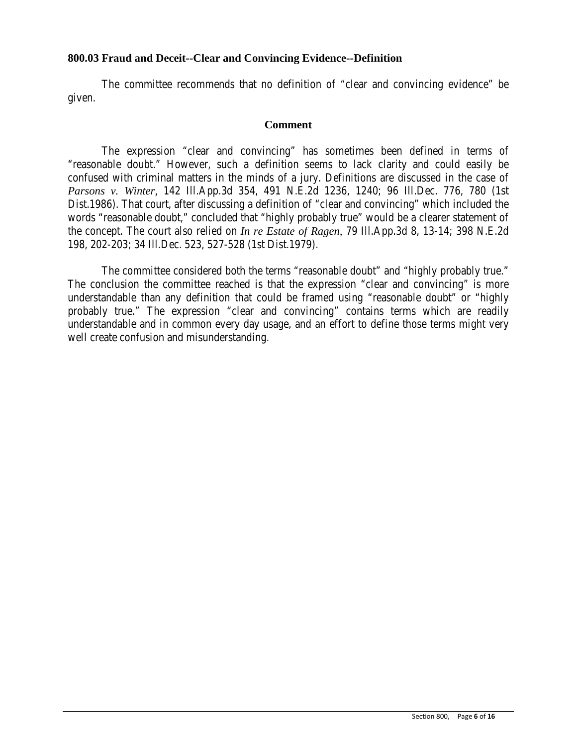### 800.03 Fraud and Deceit--Clear and Convincing Evidence--Definition

The committee recommends that no definition of "clear and convincing evidence" be given.

#### Comment

The expression "clear and convincing" has sometimes been defined in terms of "reasonable doubt." However, such a definition seems to lack clarity and could easily be confused with criminal matters in the minds of a jury. Definitions are discussed in the case of *Parsons v. Winter*, 142 Ill.App.3d 354, 491 N.E.2d 1236, 1240; 96 Ill.Dec. 776, 780 (1st Dist.1986). That court, after discussing a definition of "clear and convincing" which included the words "reasonable doubt," concluded that "highly probably true" would be a clearer statement of the concept. The court also relied on *In re Estate of Ragen*, 79 Ill.App.3d 8, 13-14; 398 N.E.2d 198, 202-203; 34 Ill.Dec. 523, 527-528 (1st Dist.1979).

The committee considered both the terms "reasonable doubt" and "highly probably true." The conclusion the committee reached is that the expression "clear and convincing" is more understandable than any definition that could be framed using "reasonable doubt" or "highly probably true." The expression "clear and convincing" contains terms which are readily understandable and in common every day usage, and an effort to define those terms might very well create confusion and misunderstanding.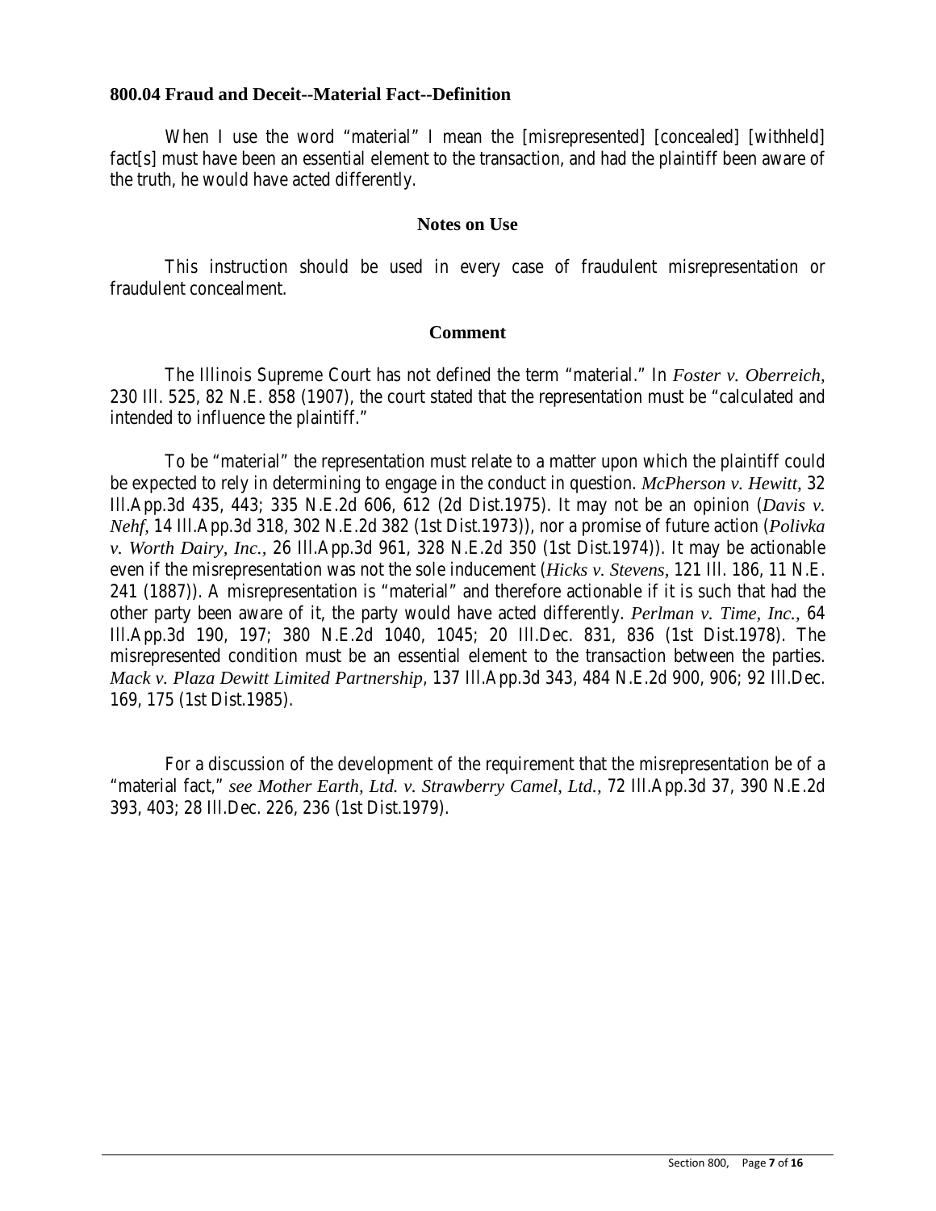### 800.04 Fraud and Deceit--Material Fact--Definition

When I use the word "material" I mean the [misrepresented] [concealed] [withheld] fact[s] must have been an essential element to the transaction, and had the plaintiff been aware of the truth, he would have acted differently.

#### Notes on Use

This instruction should be used in every case of fraudulent misrepresentation or fraudulent concealment.

#### Comment

The Illinois Supreme Court has not defined the term "material." In *Foster v. Oberreich*, 230 Ill. 525, 82 N.E. 858 (1907), the court stated that the representation must be "calculated and intended to influence the plaintiff."

To be "material" the representation must relate to a matter upon which the plaintiff could be expected to rely in determining to engage in the conduct in question. *McPherson v. Hewitt*, 32 Ill.App.3d 435, 443; 335 N.E.2d 606, 612 (2d Dist.1975). It may not be an opinion (*Davis v. Nehf*, 14 Ill.App.3d 318, 302 N.E.2d 382 (1st Dist.1973)), nor a promise of future action (*Polivka v. Worth Dairy, Inc.*, 26 Ill.App.3d 961, 328 N.E.2d 350 (1st Dist.1974)). It may be actionable even if the misrepresentation was not the sole inducement (*Hicks v. Stevens*, 121 Ill. 186, 11 N.E. 241 (1887)). A misrepresentation is "material" and therefore actionable if it is such that had the other party been aware of it, the party would have acted differently. *Perlman v. Time, Inc.*, 64 Ill.App.3d 190, 197; 380 N.E.2d 1040, 1045; 20 Ill.Dec. 831, 836 (1st Dist.1978). The misrepresented condition must be an essential element to the transaction between the parties. *Mack v. Plaza Dewitt Limited Partnership*, 137 Ill.App.3d 343, 484 N.E.2d 900, 906; 92 Ill.Dec. 169, 175 (1st Dist.1985).

For a discussion of the development of the requirement that the misrepresentation be of a "material fact," *see Mother Earth, Ltd. v. Strawberry Camel, Ltd.*, 72 Ill.App.3d 37, 390 N.E.2d 393, 403; 28 Ill.Dec. 226, 236 (1st Dist.1979).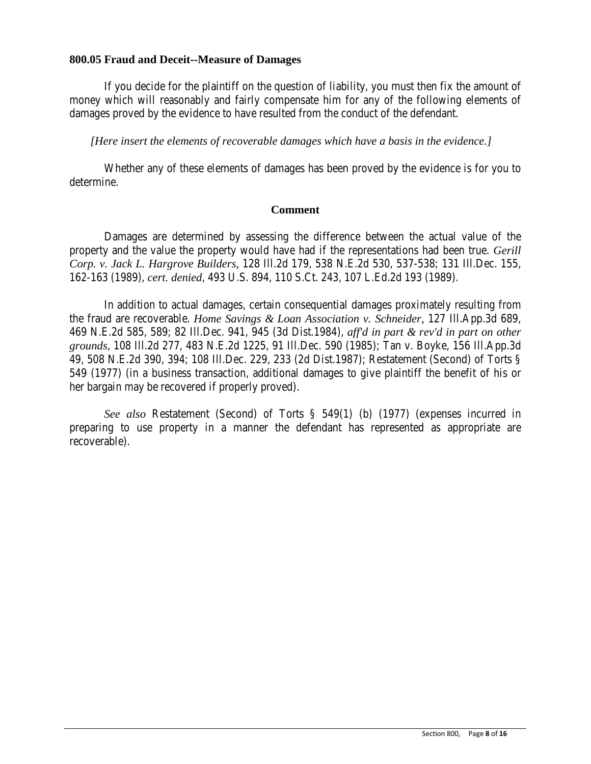### 800.05 Fraud and Deceit--Measure of Damages

If you decide for the plaintiff on the question of liability, you must then fix the amount of money which will reasonably and fairly compensate him for any of the following elements of damages proved by the evidence to have resulted from the conduct of the defendant.

*[Here insert the elements of recoverable damages which have a basis in the evidence.]*

Whether any of these elements of damages has been proved by the evidence is for you to determine.

#### Comment

Damages are determined by assessing the difference between the actual value of the property and the value the property would have had if the representations had been true. *Gerill Corp. v. Jack L. Hargrove Builders*, 128 Ill.2d 179, 538 N.E.2d 530, 537-538; 131 Ill.Dec. 155, 162-163 (1989), *cert. denied*, 493 U.S. 894, 110 S.Ct. 243, 107 L.Ed.2d 193 (1989).

In addition to actual damages, certain consequential damages proximately resulting from the fraud are recoverable. *Home Savings & Loan Association v. Schneider*, 127 Ill.App.3d 689, 469 N.E.2d 585, 589; 82 Ill.Dec. 941, 945 (3d Dist.1984), *aff'd in part & rev'd in part on other grounds*, 108 Ill.2d 277, 483 N.E.2d 1225, 91 Ill.Dec. 590 (1985); Tan v. Boyke, 156 Ill.App.3d 49, 508 N.E.2d 390, 394; 108 Ill.Dec. 229, 233 (2d Dist.1987); Restatement (Second) of Torts § 549 (1977) (in a business transaction, additional damages to give plaintiff the benefit of his or her bargain may be recovered if properly proved).

*See also* Restatement (Second) of Torts § 549(1) (b) (1977) (expenses incurred in preparing to use property in a manner the defendant has represented as appropriate are recoverable).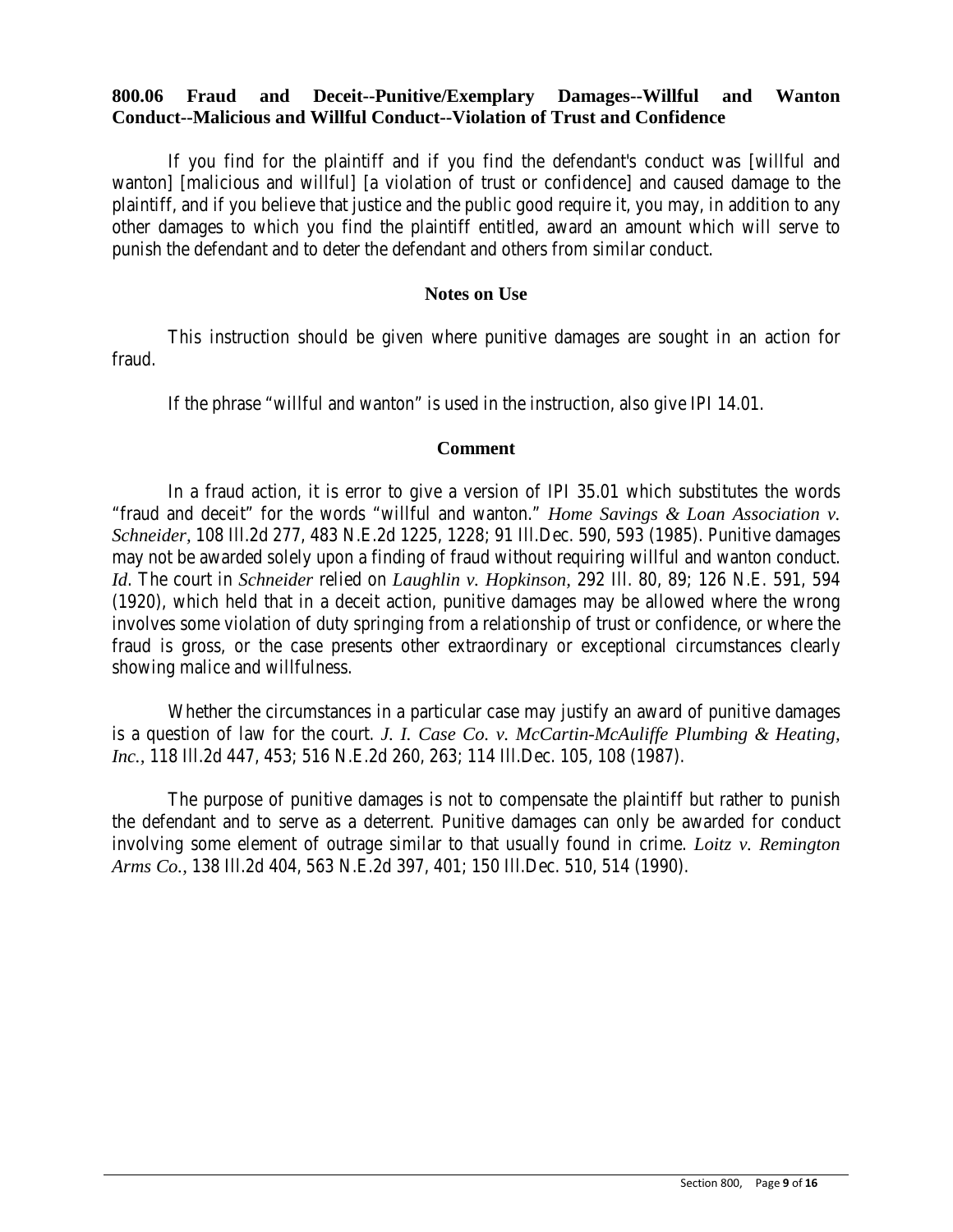### 800.06 Fraud and Deceit--Punitive/Exemplary Damages--Willful and Wanton Conduct--Malicious and Willful Conduct--Violation of Trust and Confidence

If you find for the plaintiff and if you find the defendant's conduct was [willful and wanton] [malicious and willful] [a violation of trust or confidence] and caused damage to the plaintiff, and if you believe that justice and the public good require it, you may, in addition to any other damages to which you find the plaintiff entitled, award an amount which will serve to punish the defendant and to deter the defendant and others from similar conduct.

#### Notes on Use

This instruction should be given where punitive damages are sought in an action for fraud.

If the phrase "willful and wanton" is used in the instruction, also give IPI 14.01.

#### Comment

In a fraud action, it is error to give a version of IPI 35.01 which substitutes the words "fraud and deceit" for the words "willful and wanton." *Home Savings & Loan Association v. Schneider*, 108 Ill.2d 277, 483 N.E.2d 1225, 1228; 91 Ill.Dec. 590, 593 (1985). Punitive damages may not be awarded solely upon a finding of fraud without requiring willful and wanton conduct. *Id*. The court in *Schneider* relied on *Laughlin v. Hopkinson*, 292 Ill. 80, 89; 126 N.E. 591, 594 (1920), which held that in a deceit action, punitive damages may be allowed where the wrong involves some violation of duty springing from a relationship of trust or confidence, or where the fraud is gross, or the case presents other extraordinary or exceptional circumstances clearly showing malice and willfulness.

Whether the circumstances in a particular case may justify an award of punitive damages is a question of law for the court. *J. I. Case Co. v. McCartin-McAuliffe Plumbing & Heating, Inc.*, 118 Ill.2d 447, 453; 516 N.E.2d 260, 263; 114 Ill.Dec. 105, 108 (1987).

The purpose of punitive damages is not to compensate the plaintiff but rather to punish the defendant and to serve as a deterrent. Punitive damages can only be awarded for conduct involving some element of outrage similar to that usually found in crime. *Loitz v. Remington Arms Co.*, 138 Ill.2d 404, 563 N.E.2d 397, 401; 150 Ill.Dec. 510, 514 (1990).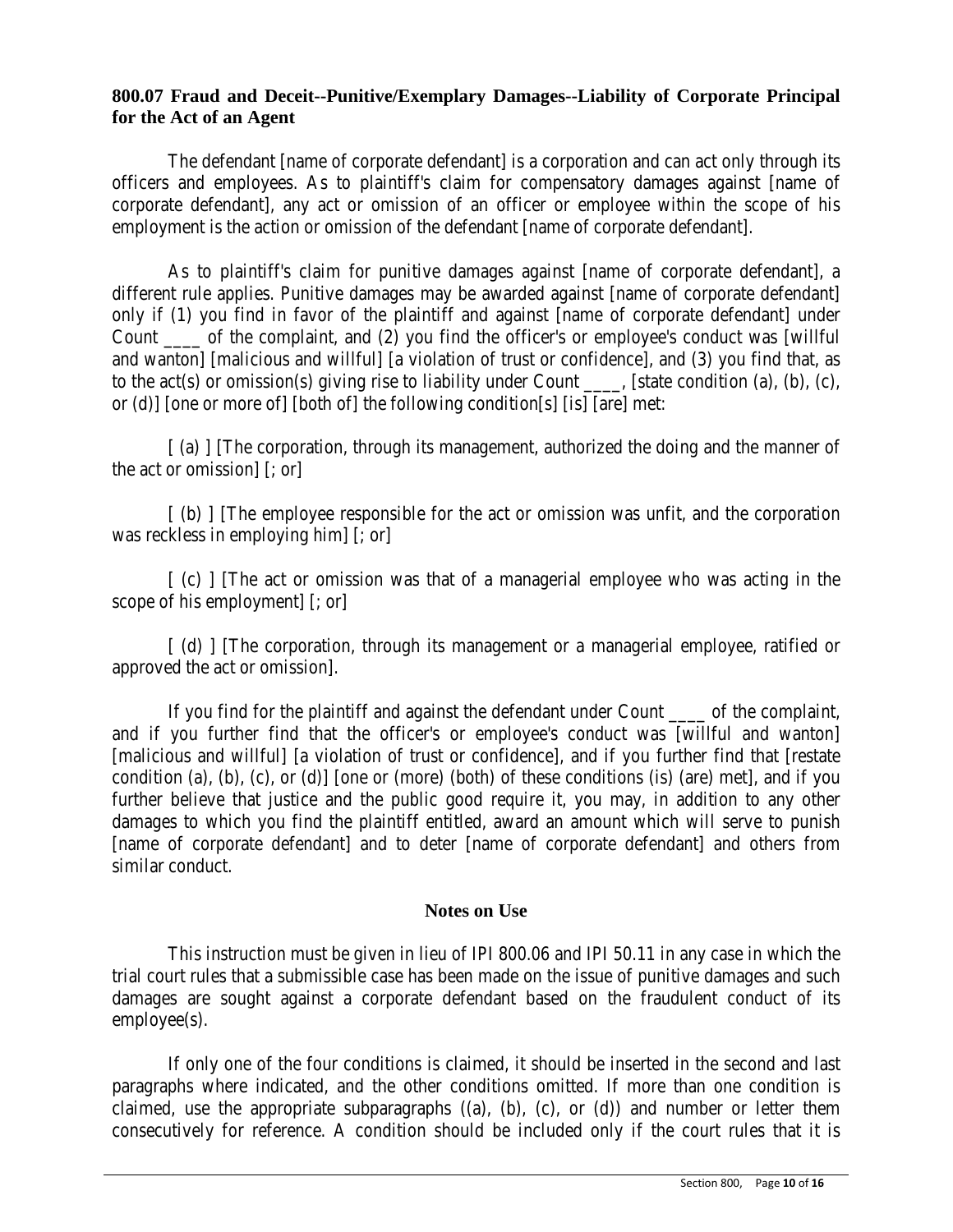### 800.07 Fraud and Deceit--Punitive/Exemplary Damages--Liability of Corporate Principal for the Act of an Agent

The defendant [name of corporate defendant] is a corporation and can act only through its officers and employees. As to plaintiff's claim for compensatory damages against [name of corporate defendant], any act or omission of an officer or employee within the scope of his employment is the action or omission of the defendant [name of corporate defendant].

As to plaintiff's claim for punitive damages against [name of corporate defendant], a different rule applies. Punitive damages may be awarded against [name of corporate defendant] only if (1) you find in favor of the plaintiff and against [name of corporate defendant] under Count ____ of the complaint, and (2) you find the officer's or employee's conduct was [willful and wanton] [malicious and willful] [a violation of trust or confidence], and (3) you find that, as to the act(s) or omission(s) giving rise to liability under Count ____, [state condition (a), (b), (c), or (d)] [one or more of] [both of] the following condition[s] [is] [are] met:

[ (a) ] [The corporation, through its management, authorized the doing and the manner of the act or omission] [; or]

[ (b) ] [The employee responsible for the act or omission was unfit, and the corporation was reckless in employing him] [; or]

[ (c) ] [The act or omission was that of a managerial employee who was acting in the scope of his employment] [; or]

[ (d) ] [The corporation, through its management or a managerial employee, ratified or approved the act or omission].

If you find for the plaintiff and against the defendant under Count ____ of the complaint, and if you further find that the officer's or employee's conduct was [willful and wanton] [malicious and willful] [a violation of trust or confidence], and if you further find that [restate condition (a), (b), (c), or (d)] [one or (more) (both) of these conditions (is) (are) met], and if you further believe that justice and the public good require it, you may, in addition to any other damages to which you find the plaintiff entitled, award an amount which will serve to punish [name of corporate defendant] and to deter [name of corporate defendant] and others from similar conduct.

#### Notes on Use

This instruction must be given in lieu of IPI 800.06 and IPI 50.11 in any case in which the trial court rules that a submissible case has been made on the issue of punitive damages and such damages are sought against a corporate defendant based on the fraudulent conduct of its employee(s).

If only one of the four conditions is claimed, it should be inserted in the second and last paragraphs where indicated, and the other conditions omitted. If more than one condition is claimed, use the appropriate subparagraphs ((a), (b), (c), or (d)) and number or letter them consecutively for reference. A condition should be included only if the court rules that it is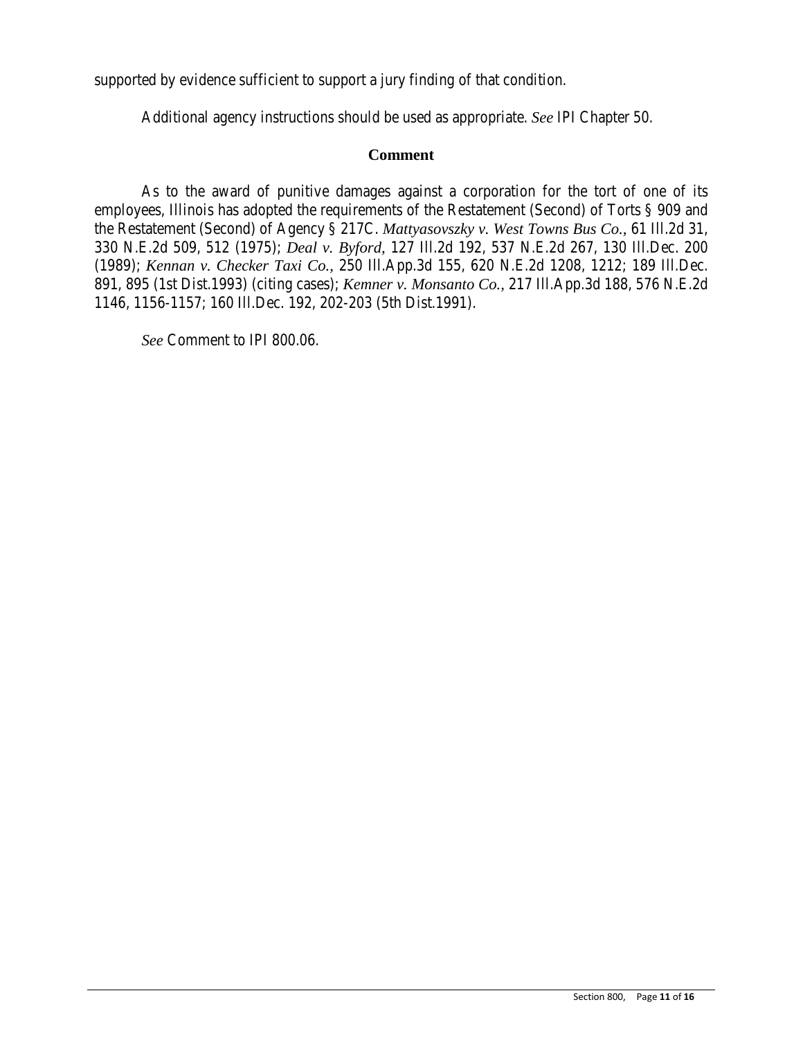supported by evidence sufficient to support a jury finding of that condition.

Additional agency instructions should be used as appropriate. *See* IPI Chapter 50.

## Comment

As to the award of punitive damages against a corporation for the tort of one of its employees, Illinois has adopted the requirements of the Restatement (Second) of Torts § 909 and the Restatement (Second) of Agency § 217C. *Mattyasovszky v. West Towns Bus Co.*, 61 Ill.2d 31, 330 N.E.2d 509, 512 (1975); *Deal v. Byford*, 127 Ill.2d 192, 537 N.E.2d 267, 130 Ill.Dec. 200 (1989); *Kennan v. Checker Taxi Co.*, 250 Ill.App.3d 155, 620 N.E.2d 1208, 1212; 189 Ill.Dec. 891, 895 (1st Dist.1993) (citing cases); *Kemner v. Monsanto Co.*, 217 Ill.App.3d 188, 576 N.E.2d 1146, 1156-1157; 160 Ill.Dec. 192, 202-203 (5th Dist.1991).

*See* Comment to IPI 800.06.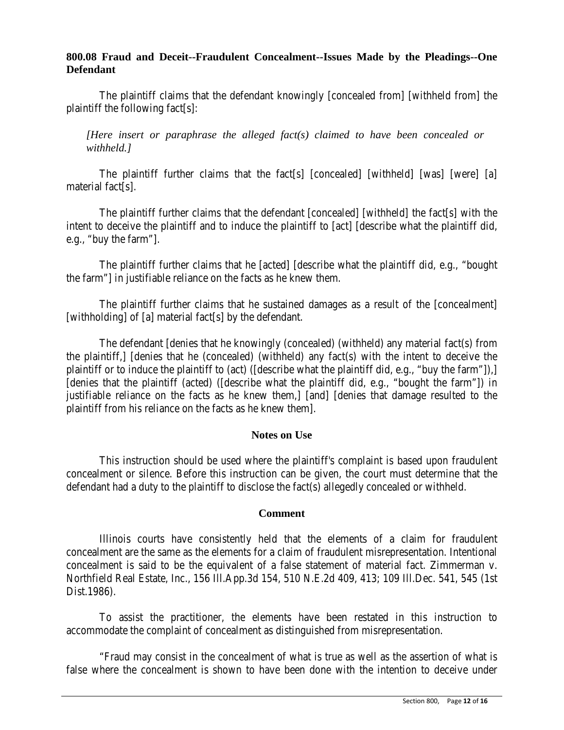### 800.08 Fraud and Deceit--Fraudulent Concealment--Issues Made by the Pleadings--One Defendant

The plaintiff claims that the defendant knowingly [concealed from] [withheld from] the plaintiff the following fact[s]:

> *[Here insert or paraphrase the alleged fact(s) claimed to have been concealed or withheld.]*

The plaintiff further claims that the fact[s] [concealed] [withheld] [was] [were] [a] material fact[s].

The plaintiff further claims that the defendant [concealed] [withheld] the fact[s] with the intent to deceive the plaintiff and to induce the plaintiff to [act] [describe what the plaintiff did, e.g., "buy the farm"].

The plaintiff further claims that he [acted] [describe what the plaintiff did, e.g., "bought the farm"] in justifiable reliance on the facts as he knew them.

The plaintiff further claims that he sustained damages as a result of the [concealment] [withholding] of [a] material fact[s] by the defendant.

The defendant [denies that he knowingly (concealed) (withheld) any material fact(s) from the plaintiff,] [denies that he (concealed) (withheld) any fact(s) with the intent to deceive the plaintiff or to induce the plaintiff to (act) ([describe what the plaintiff did, e.g., "buy the farm"]),] [denies that the plaintiff (acted) ([describe what the plaintiff did, e.g., "bought the farm"]) in justifiable reliance on the facts as he knew them,] [and] [denies that damage resulted to the plaintiff from his reliance on the facts as he knew them].

#### Notes on Use

This instruction should be used where the plaintiff's complaint is based upon fraudulent concealment or silence. Before this instruction can be given, the court must determine that the defendant had a duty to the plaintiff to disclose the fact(s) allegedly concealed or withheld.

#### Comment

Illinois courts have consistently held that the elements of a claim for fraudulent concealment are the same as the elements for a claim of fraudulent misrepresentation. Intentional concealment is said to be the equivalent of a false statement of material fact. Zimmerman v. Northfield Real Estate, Inc., 156 Ill.App.3d 154, 510 N.E.2d 409, 413; 109 Ill.Dec. 541, 545 (1st Dist.1986).

To assist the practitioner, the elements have been restated in this instruction to accommodate the complaint of concealment as distinguished from misrepresentation.

"Fraud may consist in the concealment of what is true as well as the assertion of what is false where the concealment is shown to have been done with the intention to deceive under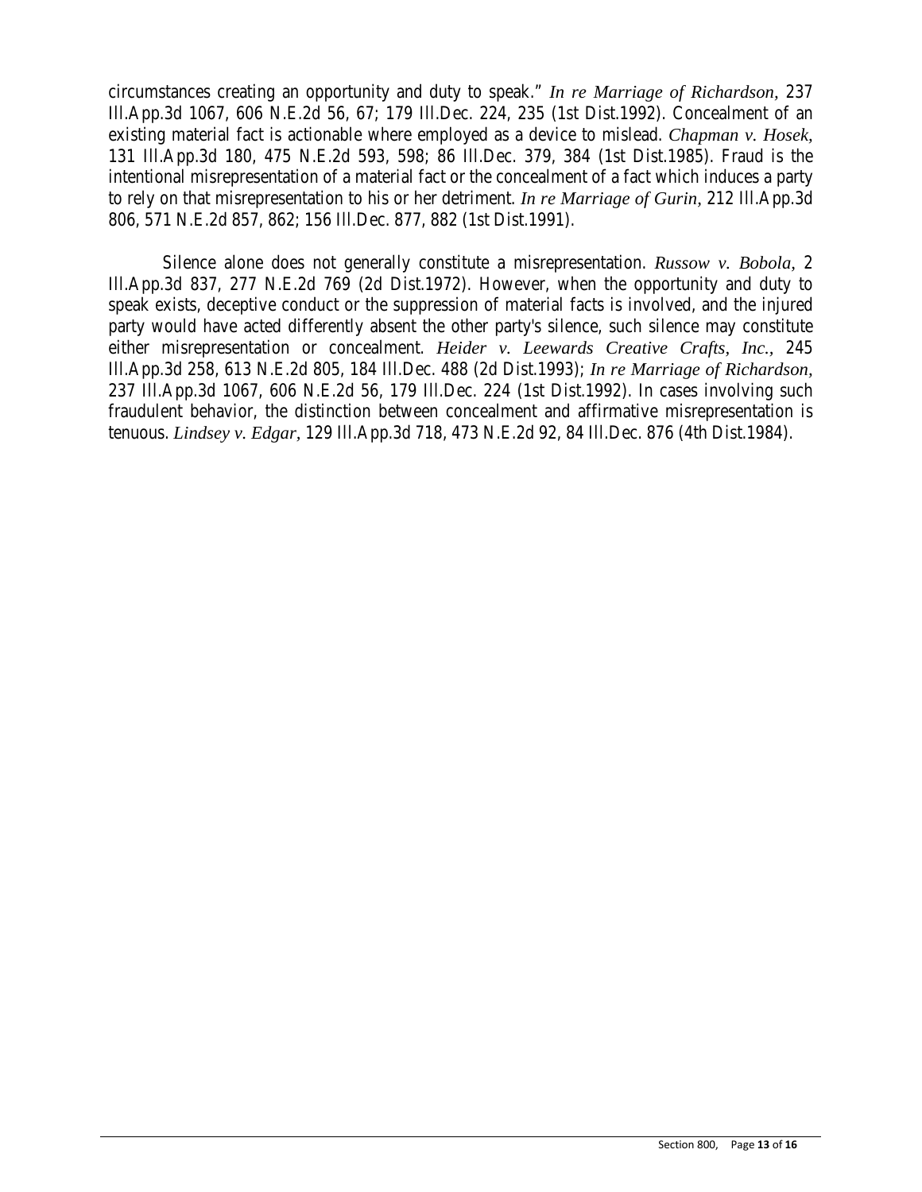circumstances creating an opportunity and duty to speak." *In re Marriage of Richardson*, 237 Ill.App.3d 1067, 606 N.E.2d 56, 67; 179 Ill.Dec. 224, 235 (1st Dist.1992). Concealment of an existing material fact is actionable where employed as a device to mislead. *Chapman v. Hosek*, 131 Ill.App.3d 180, 475 N.E.2d 593, 598; 86 Ill.Dec. 379, 384 (1st Dist.1985). Fraud is the intentional misrepresentation of a material fact or the concealment of a fact which induces a party to rely on that misrepresentation to his or her detriment. *In re Marriage of Gurin*, 212 Ill.App.3d 806, 571 N.E.2d 857, 862; 156 Ill.Dec. 877, 882 (1st Dist.1991).

Silence alone does not generally constitute a misrepresentation. *Russow v. Bobola*, 2 Ill.App.3d 837, 277 N.E.2d 769 (2d Dist.1972). However, when the opportunity and duty to speak exists, deceptive conduct or the suppression of material facts is involved, and the injured party would have acted differently absent the other party's silence, such silence may constitute either misrepresentation or concealment. *Heider v. Leewards Creative Crafts, Inc.*, 245 Ill.App.3d 258, 613 N.E.2d 805, 184 Ill.Dec. 488 (2d Dist.1993); *In re Marriage of Richardson*, 237 Ill.App.3d 1067, 606 N.E.2d 56, 179 Ill.Dec. 224 (1st Dist.1992). In cases involving such fraudulent behavior, the distinction between concealment and affirmative misrepresentation is tenuous. *Lindsey v. Edgar*, 129 Ill.App.3d 718, 473 N.E.2d 92, 84 Ill.Dec. 876 (4th Dist.1984).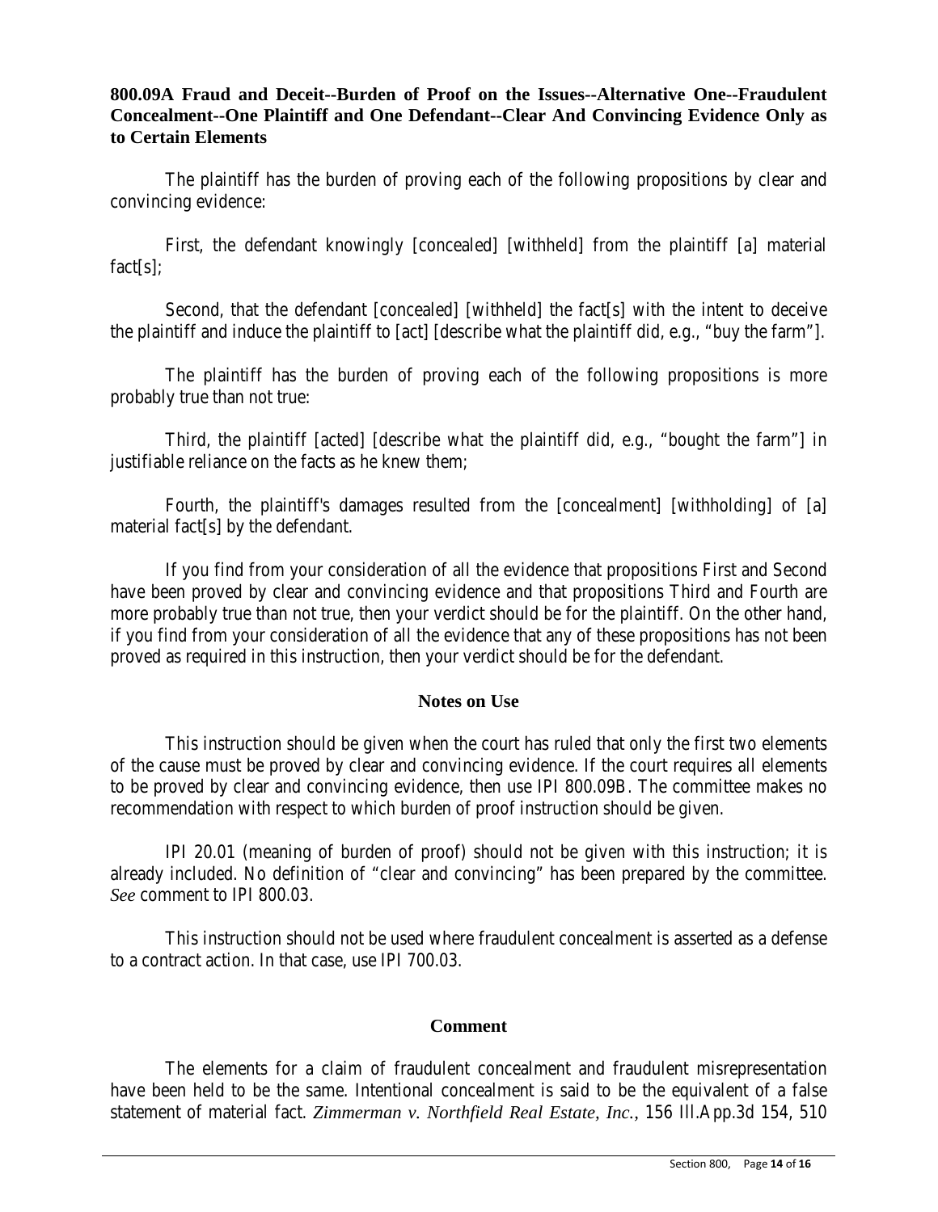**800.09A Fraud and Deceit--Burden of Proof on the Issues--Alternative One--Fraudulent Concealment--One Plaintiff and One Defendant--Clear And Convincing Evidence Only as to Certain Elements**

The plaintiff has the burden of proving each of the following propositions by clear and convincing evidence:

First, the defendant knowingly [concealed] [withheld] from the plaintiff [a] material fact[s];

Second, that the defendant [concealed] [withheld] the fact[s] with the intent to deceive the plaintiff and induce the plaintiff to [act] [describe what the plaintiff did, e.g., "buy the farm"].

The plaintiff has the burden of proving each of the following propositions is more probably true than not true:

Third, the plaintiff [acted] [describe what the plaintiff did, e.g., "bought the farm"] in justifiable reliance on the facts as he knew them;

Fourth, the plaintiff's damages resulted from the [concealment] [withholding] of [a] material fact[s] by the defendant.

If you find from your consideration of all the evidence that propositions First and Second have been proved by clear and convincing evidence and that propositions Third and Fourth are more probably true than not true, then your verdict should be for the plaintiff. On the other hand, if you find from your consideration of all the evidence that any of these propositions has not been proved as required in this instruction, then your verdict should be for the defendant.

## Notes on Use

This instruction should be given when the court has ruled that only the first two elements of the cause must be proved by clear and convincing evidence. If the court requires all elements to be proved by clear and convincing evidence, then use IPI 800.09B. The committee makes no recommendation with respect to which burden of proof instruction should be given.

IPI 20.01 (meaning of burden of proof) should not be given with this instruction; it is already included. No definition of "clear and convincing" has been prepared by the committee. *See* comment to IPI 800.03.

This instruction should not be used where fraudulent concealment is asserted as a defense to a contract action. In that case, use IPI 700.03.

## Comment

The elements for a claim of fraudulent concealment and fraudulent misrepresentation have been held to be the same. Intentional concealment is said to be the equivalent of a false statement of material fact. *Zimmerman v. Northfield Real Estate, Inc.*, 156 Ill.App.3d 154, 510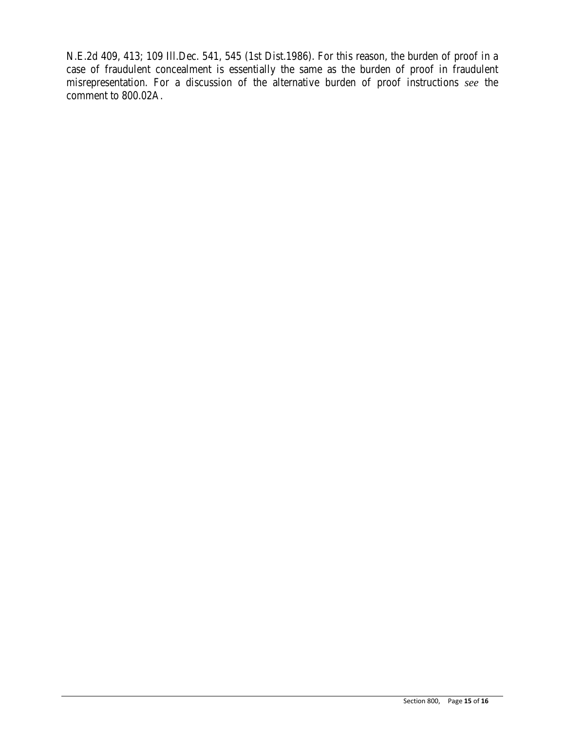N.E.2d 409, 413; 109 Ill.Dec. 541, 545 (1st Dist.1986). For this reason, the burden of proof in a case of fraudulent concealment is essentially the same as the burden of proof in fraudulent misrepresentation. For a discussion of the alternative burden of proof instructions *see* the comment to 800.02A.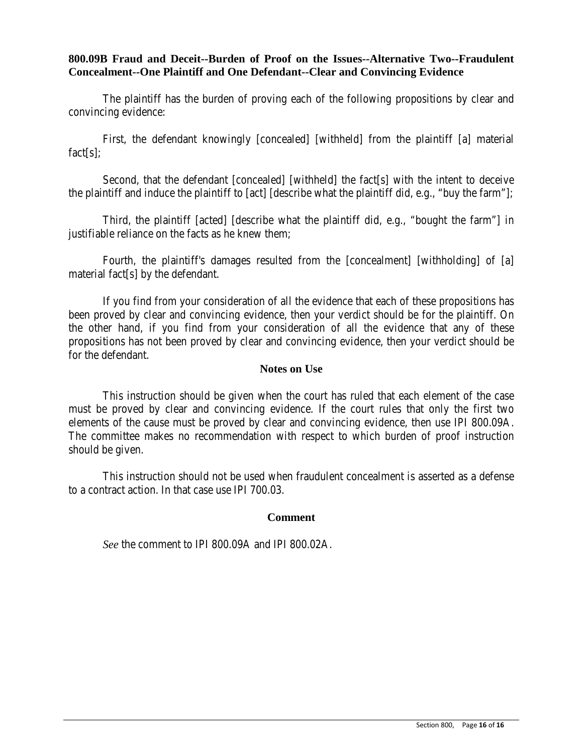### 800.09B Fraud and Deceit--Burden of Proof on the Issues--Alternative Two--Fraudulent Concealment--One Plaintiff and One Defendant--Clear and Convincing Evidence

The plaintiff has the burden of proving each of the following propositions by clear and convincing evidence:

First, the defendant knowingly [concealed] [withheld] from the plaintiff [a] material fact[s];

Second, that the defendant [concealed] [withheld] the fact[s] with the intent to deceive the plaintiff and induce the plaintiff to [act] [describe what the plaintiff did, e.g., "buy the farm"];

Third, the plaintiff [acted] [describe what the plaintiff did, e.g., "bought the farm"] in justifiable reliance on the facts as he knew them;

Fourth, the plaintiff's damages resulted from the [concealment] [withholding] of [a] material fact[s] by the defendant.

If you find from your consideration of all the evidence that each of these propositions has been proved by clear and convincing evidence, then your verdict should be for the plaintiff. On the other hand, if you find from your consideration of all the evidence that any of these propositions has not been proved by clear and convincing evidence, then your verdict should be for the defendant.

#### Notes on Use

This instruction should be given when the court has ruled that each element of the case must be proved by clear and convincing evidence. If the court rules that only the first two elements of the cause must be proved by clear and convincing evidence, then use IPI 800.09A. The committee makes no recommendation with respect to which burden of proof instruction should be given.

This instruction should not be used when fraudulent concealment is asserted as a defense to a contract action. In that case use IPI 700.03.

#### Comment

*See* the comment to IPI 800.09A and IPI 800.02A.